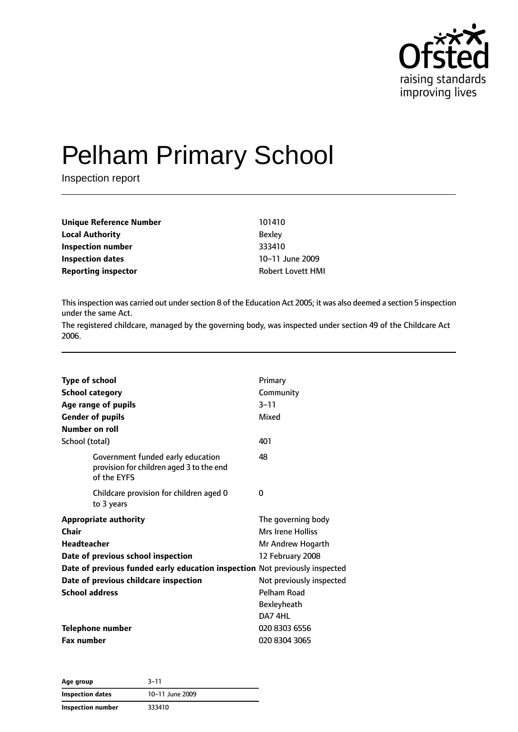# Pelham Primary School

Inspection report

| | |
|---|---|
| **Unique Reference Number** | 101410 |
| **Local Authority** | Bexley |
| **Inspection number** | 333410 |
| **Inspection dates** | 10–11 June 2009 |
| **Reporting inspector** | Robert Lovett HMI |

This inspection was carried out under section 8 of the Education Act 2005; it was also deemed a section 5 inspection under the same Act.

The registered childcare, managed by the governing body, was inspected under section 49 of the Childcare Act 2006.

| | |
|---|---|
| **Type of school** | Primary |
| **School category** | Community |
| **Age range of pupils** | 3–11 |
| **Gender of pupils** | Mixed |
| **Number on roll** | |
| School (total) | 401 |
| Government funded early education provision for children aged 3 to the end of the EYFS | 48 |
| Childcare provision for children aged 0 to 3 years | 0 |
| **Appropriate authority** | The governing body |
| **Chair** | Mrs Irene Holliss |
| **Headteacher** | Mr Andrew Hogarth |
| **Date of previous school inspection** | 12 February 2008 |
| **Date of previous funded early education inspection** | Not previously inspected |
| **Date of previous childcare inspection** | Not previously inspected |
| **School address** | Pelham Road<br>Bexleyheath<br>DA7 4HL |
| **Telephone number** | 020 8303 6556 |
| **Fax number** | 020 8304 3065 |

| | |
|---|---|
| **Age group** | 3–11 |
| **Inspection dates** | 10–11 June 2009 |
| **Inspection number** | 333410 |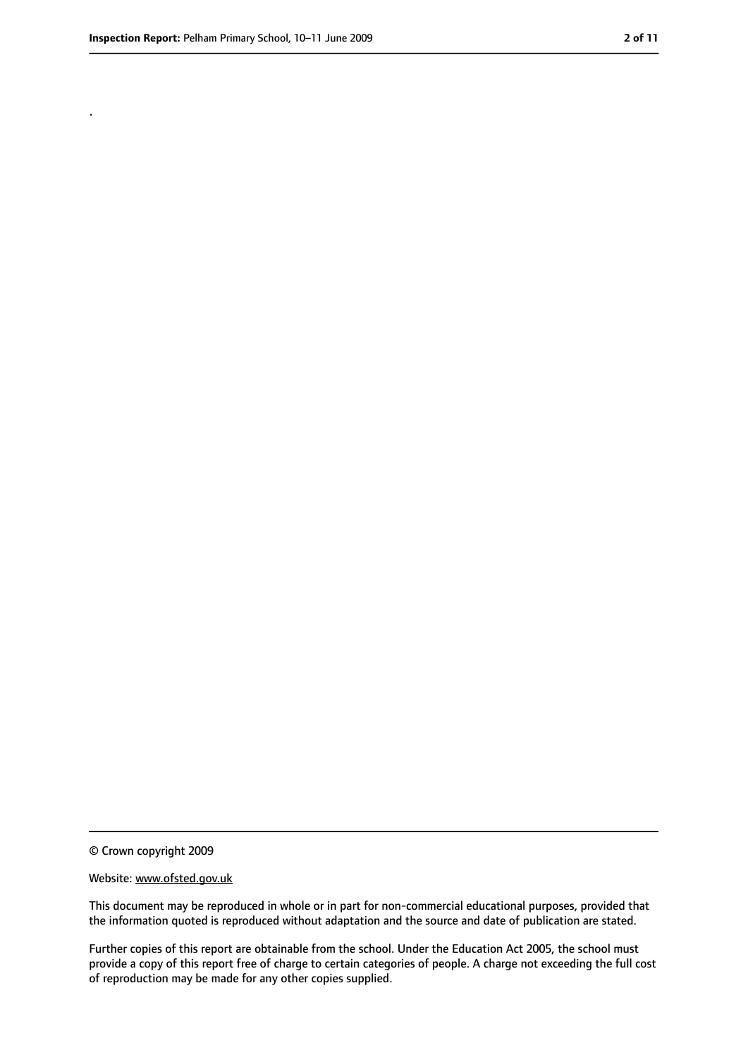.

© Crown copyright 2009

Website: www.ofsted.gov.uk

This document may be reproduced in whole or in part for non-commercial educational purposes, provided that the information quoted is reproduced without adaptation and the source and date of publication are stated.

Further copies of this report are obtainable from the school. Under the Education Act 2005, the school must provide a copy of this report free of charge to certain categories of people. A charge not exceeding the full cost of reproduction may be made for any other copies supplied.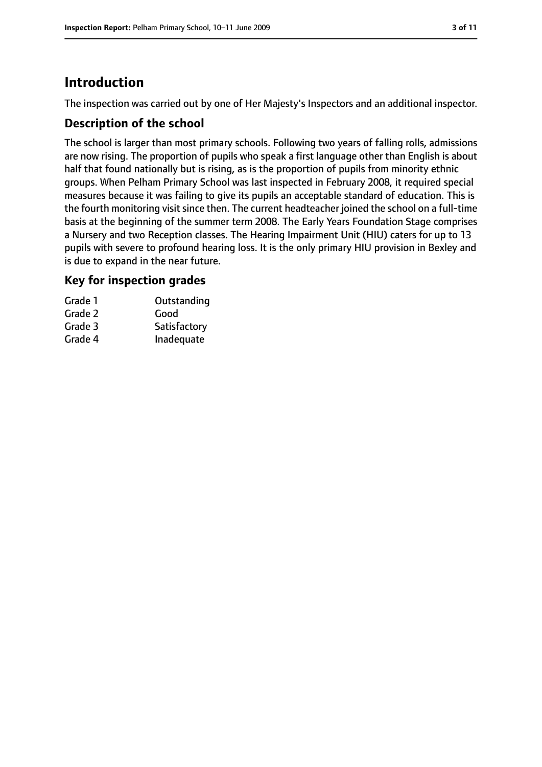## Introduction

The inspection was carried out by one of Her Majesty's Inspectors and an additional inspector.

### Description of the school

The school is larger than most primary schools. Following two years of falling rolls, admissions are now rising. The proportion of pupils who speak a first language other than English is about half that found nationally but is rising, as is the proportion of pupils from minority ethnic groups. When Pelham Primary School was last inspected in February 2008, it required special measures because it was failing to give its pupils an acceptable standard of education. This is the fourth monitoring visit since then. The current headteacher joined the school on a full-time basis at the beginning of the summer term 2008. The Early Years Foundation Stage comprises a Nursery and two Reception classes. The Hearing Impairment Unit (HIU) caters for up to 13 pupils with severe to profound hearing loss. It is the only primary HIU provision in Bexley and is due to expand in the near future.

### Key for inspection grades

| | |
|---|---|
| Grade 1 | Outstanding |
| Grade 2 | Good |
| Grade 3 | Satisfactory |
| Grade 4 | Inadequate |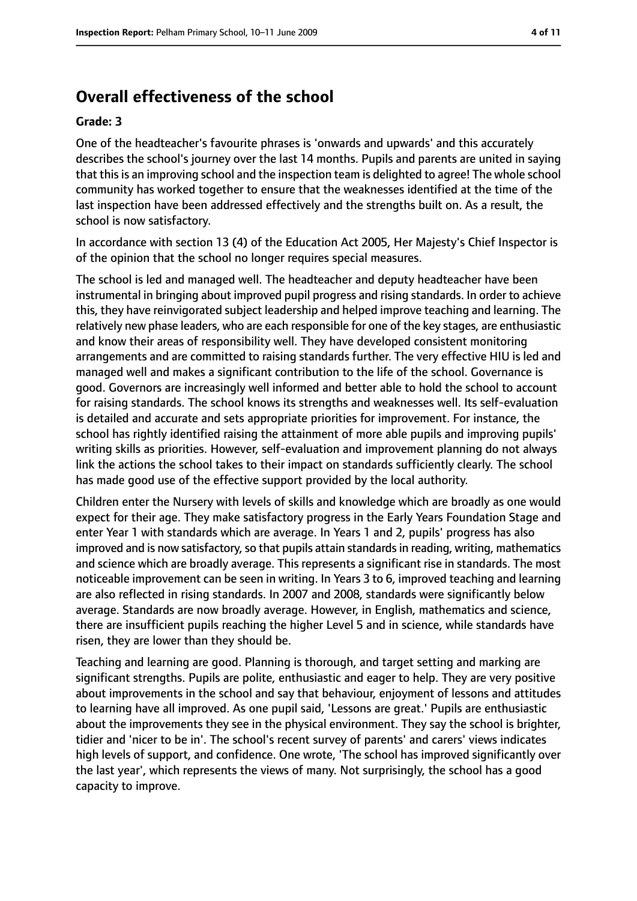## Overall effectiveness of the school

**Grade: 3**

One of the headteacher's favourite phrases is 'onwards and upwards' and this accurately describes the school's journey over the last 14 months. Pupils and parents are united in saying that this is an improving school and the inspection team is delighted to agree! The whole school community has worked together to ensure that the weaknesses identified at the time of the last inspection have been addressed effectively and the strengths built on. As a result, the school is now satisfactory.

In accordance with section 13 (4) of the Education Act 2005, Her Majesty's Chief Inspector is of the opinion that the school no longer requires special measures.

The school is led and managed well. The headteacher and deputy headteacher have been instrumental in bringing about improved pupil progress and rising standards. In order to achieve this, they have reinvigorated subject leadership and helped improve teaching and learning. The relatively new phase leaders, who are each responsible for one of the key stages, are enthusiastic and know their areas of responsibility well. They have developed consistent monitoring arrangements and are committed to raising standards further. The very effective HIU is led and managed well and makes a significant contribution to the life of the school. Governance is good. Governors are increasingly well informed and better able to hold the school to account for raising standards. The school knows its strengths and weaknesses well. Its self-evaluation is detailed and accurate and sets appropriate priorities for improvement. For instance, the school has rightly identified raising the attainment of more able pupils and improving pupils' writing skills as priorities. However, self-evaluation and improvement planning do not always link the actions the school takes to their impact on standards sufficiently clearly. The school has made good use of the effective support provided by the local authority.

Children enter the Nursery with levels of skills and knowledge which are broadly as one would expect for their age. They make satisfactory progress in the Early Years Foundation Stage and enter Year 1 with standards which are average. In Years 1 and 2, pupils' progress has also improved and is now satisfactory, so that pupils attain standards in reading, writing, mathematics and science which are broadly average. This represents a significant rise in standards. The most noticeable improvement can be seen in writing. In Years 3 to 6, improved teaching and learning are also reflected in rising standards. In 2007 and 2008, standards were significantly below average. Standards are now broadly average. However, in English, mathematics and science, there are insufficient pupils reaching the higher Level 5 and in science, while standards have risen, they are lower than they should be.

Teaching and learning are good. Planning is thorough, and target setting and marking are significant strengths. Pupils are polite, enthusiastic and eager to help. They are very positive about improvements in the school and say that behaviour, enjoyment of lessons and attitudes to learning have all improved. As one pupil said, 'Lessons are great.' Pupils are enthusiastic about the improvements they see in the physical environment. They say the school is brighter, tidier and 'nicer to be in'. The school's recent survey of parents' and carers' views indicates high levels of support, and confidence. One wrote, 'The school has improved significantly over the last year', which represents the views of many. Not surprisingly, the school has a good capacity to improve.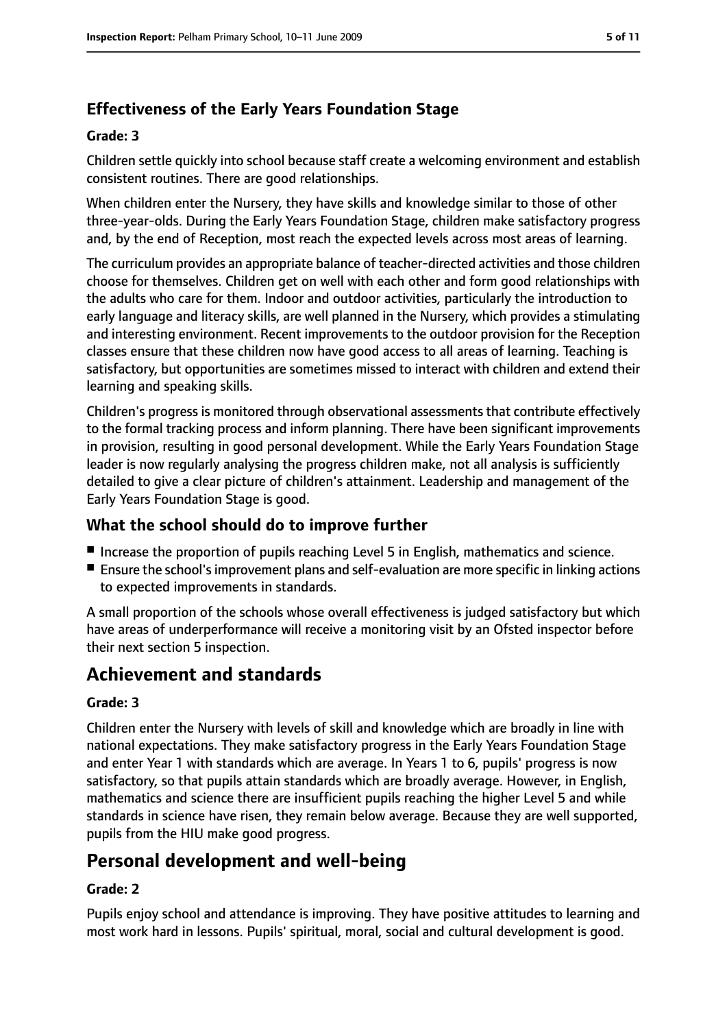### Effectiveness of the Early Years Foundation Stage

#### Grade: 3

Children settle quickly into school because staff create a welcoming environment and establish consistent routines. There are good relationships.

When children enter the Nursery, they have skills and knowledge similar to those of other three-year-olds. During the Early Years Foundation Stage, children make satisfactory progress and, by the end of Reception, most reach the expected levels across most areas of learning.

The curriculum provides an appropriate balance of teacher-directed activities and those children choose for themselves. Children get on well with each other and form good relationships with the adults who care for them. Indoor and outdoor activities, particularly the introduction to early language and literacy skills, are well planned in the Nursery, which provides a stimulating and interesting environment. Recent improvements to the outdoor provision for the Reception classes ensure that these children now have good access to all areas of learning. Teaching is satisfactory, but opportunities are sometimes missed to interact with children and extend their learning and speaking skills.

Children's progress is monitored through observational assessments that contribute effectively to the formal tracking process and inform planning. There have been significant improvements in provision, resulting in good personal development. While the Early Years Foundation Stage leader is now regularly analysing the progress children make, not all analysis is sufficiently detailed to give a clear picture of children's attainment. Leadership and management of the Early Years Foundation Stage is good.

### What the school should do to improve further

- Increase the proportion of pupils reaching Level 5 in English, mathematics and science.
- Ensure the school's improvement plans and self-evaluation are more specific in linking actions to expected improvements in standards.

A small proportion of the schools whose overall effectiveness is judged satisfactory but which have areas of underperformance will receive a monitoring visit by an Ofsted inspector before their next section 5 inspection.

## Achievement and standards

#### Grade: 3

Children enter the Nursery with levels of skill and knowledge which are broadly in line with national expectations. They make satisfactory progress in the Early Years Foundation Stage and enter Year 1 with standards which are average. In Years 1 to 6, pupils' progress is now satisfactory, so that pupils attain standards which are broadly average. However, in English, mathematics and science there are insufficient pupils reaching the higher Level 5 and while standards in science have risen, they remain below average. Because they are well supported, pupils from the HIU make good progress.

## Personal development and well-being

#### Grade: 2

Pupils enjoy school and attendance is improving. They have positive attitudes to learning and most work hard in lessons. Pupils' spiritual, moral, social and cultural development is good.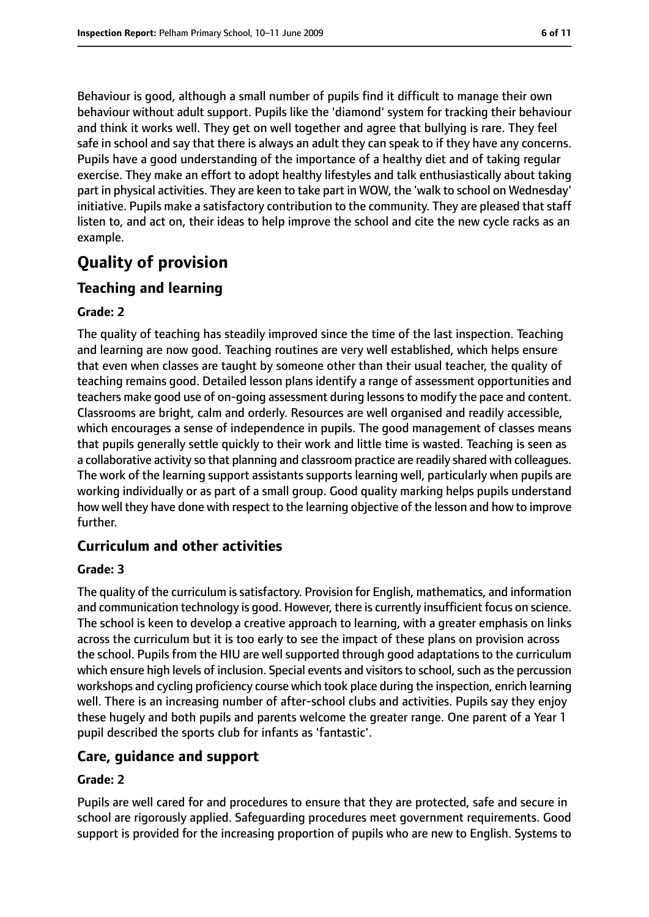Behaviour is good, although a small number of pupils find it difficult to manage their own behaviour without adult support. Pupils like the 'diamond' system for tracking their behaviour and think it works well. They get on well together and agree that bullying is rare. They feel safe in school and say that there is always an adult they can speak to if they have any concerns. Pupils have a good understanding of the importance of a healthy diet and of taking regular exercise. They make an effort to adopt healthy lifestyles and talk enthusiastically about taking part in physical activities. They are keen to take part in WOW, the 'walk to school on Wednesday' initiative. Pupils make a satisfactory contribution to the community. They are pleased that staff listen to, and act on, their ideas to help improve the school and cite the new cycle racks as an example.

# Quality of provision

## Teaching and learning

### Grade: 2

The quality of teaching has steadily improved since the time of the last inspection. Teaching and learning are now good. Teaching routines are very well established, which helps ensure that even when classes are taught by someone other than their usual teacher, the quality of teaching remains good. Detailed lesson plans identify a range of assessment opportunities and teachers make good use of on-going assessment during lessons to modify the pace and content. Classrooms are bright, calm and orderly. Resources are well organised and readily accessible, which encourages a sense of independence in pupils. The good management of classes means that pupils generally settle quickly to their work and little time is wasted. Teaching is seen as a collaborative activity so that planning and classroom practice are readily shared with colleagues. The work of the learning support assistants supports learning well, particularly when pupils are working individually or as part of a small group. Good quality marking helps pupils understand how well they have done with respect to the learning objective of the lesson and how to improve further.

## Curriculum and other activities

### Grade: 3

The quality of the curriculum is satisfactory. Provision for English, mathematics, and information and communication technology is good. However, there is currently insufficient focus on science. The school is keen to develop a creative approach to learning, with a greater emphasis on links across the curriculum but it is too early to see the impact of these plans on provision across the school. Pupils from the HIU are well supported through good adaptations to the curriculum which ensure high levels of inclusion. Special events and visitors to school, such as the percussion workshops and cycling proficiency course which took place during the inspection, enrich learning well. There is an increasing number of after-school clubs and activities. Pupils say they enjoy these hugely and both pupils and parents welcome the greater range. One parent of a Year 1 pupil described the sports club for infants as 'fantastic'.

## Care, guidance and support

### Grade: 2

Pupils are well cared for and procedures to ensure that they are protected, safe and secure in school are rigorously applied. Safeguarding procedures meet government requirements. Good support is provided for the increasing proportion of pupils who are new to English. Systems to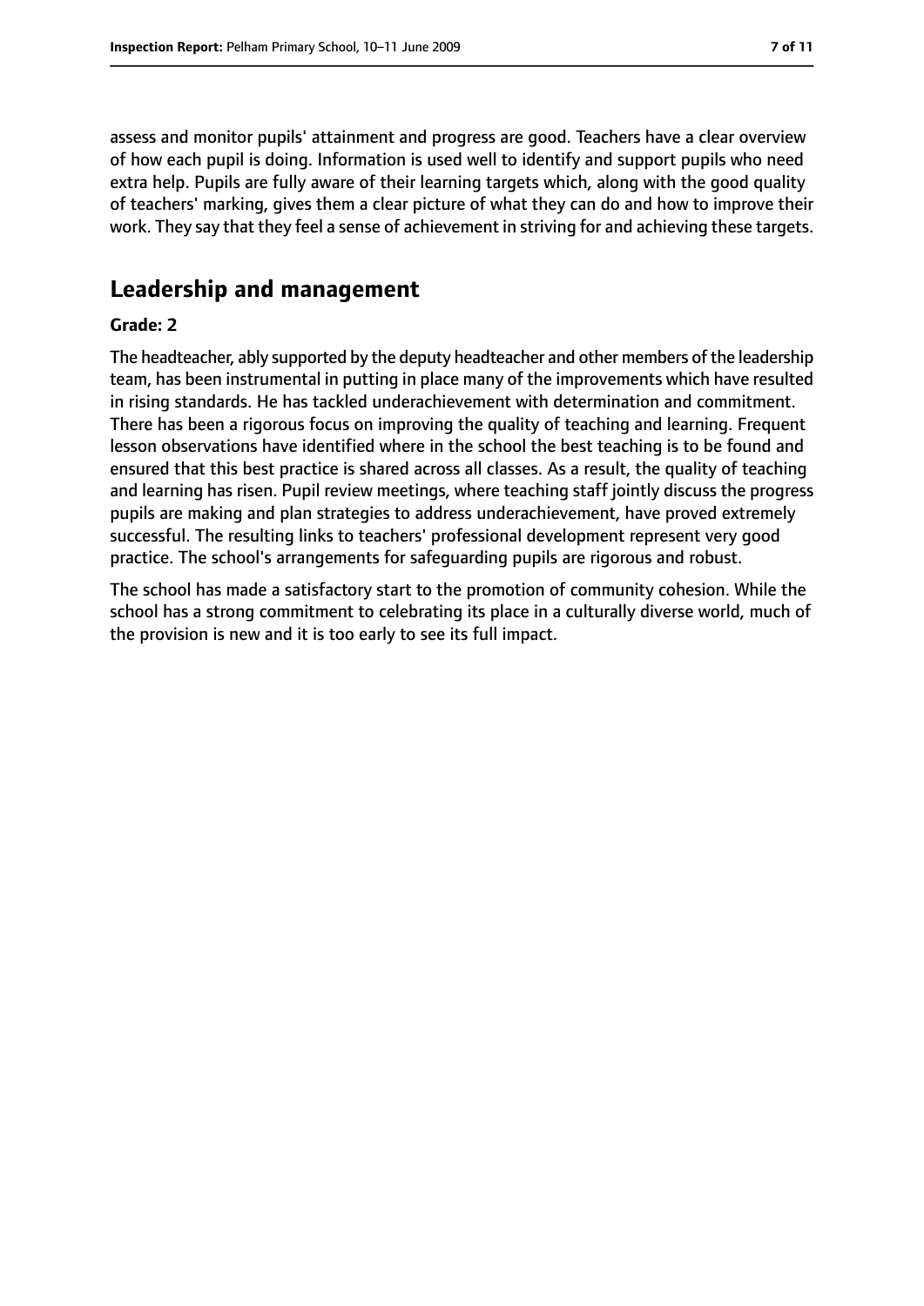assess and monitor pupils' attainment and progress are good. Teachers have a clear overview of how each pupil is doing. Information is used well to identify and support pupils who need extra help. Pupils are fully aware of their learning targets which, along with the good quality of teachers' marking, gives them a clear picture of what they can do and how to improve their work. They say that they feel a sense of achievement in striving for and achieving these targets.

## Leadership and management

**Grade: 2**

The headteacher, ably supported by the deputy headteacher and other members of the leadership team, has been instrumental in putting in place many of the improvements which have resulted in rising standards. He has tackled underachievement with determination and commitment. There has been a rigorous focus on improving the quality of teaching and learning. Frequent lesson observations have identified where in the school the best teaching is to be found and ensured that this best practice is shared across all classes. As a result, the quality of teaching and learning has risen. Pupil review meetings, where teaching staff jointly discuss the progress pupils are making and plan strategies to address underachievement, have proved extremely successful. The resulting links to teachers' professional development represent very good practice. The school's arrangements for safeguarding pupils are rigorous and robust.

The school has made a satisfactory start to the promotion of community cohesion. While the school has a strong commitment to celebrating its place in a culturally diverse world, much of the provision is new and it is too early to see its full impact.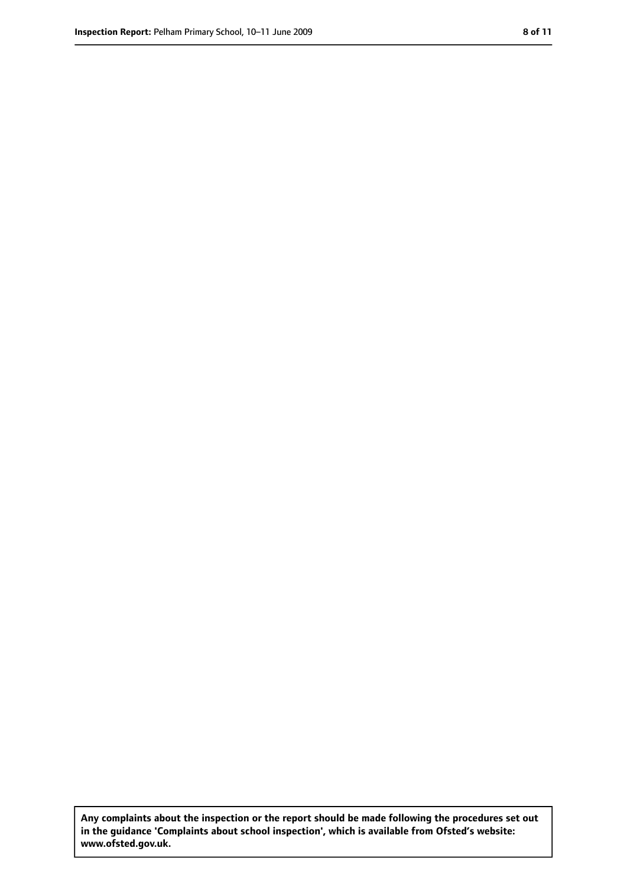**Any complaints about the inspection or the report should be made following the procedures set out in the guidance 'Complaints about school inspection', which is available from Ofsted's website: www.ofsted.gov.uk.**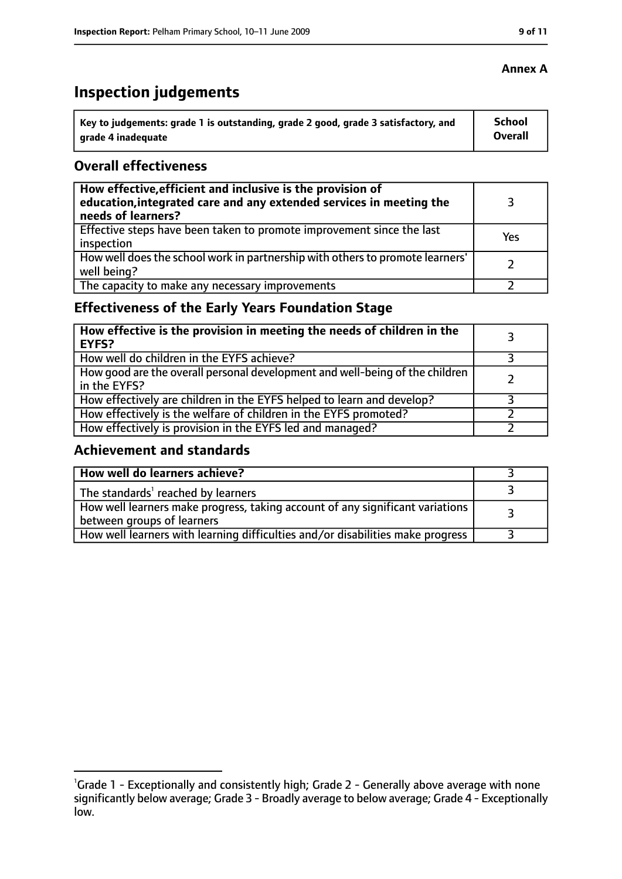**Annex A**

# Inspection judgements

| Key to judgements: grade 1 is outstanding, grade 2 good, grade 3 satisfactory, and grade 4 inadequate | School Overall |
|---|---|

## Overall effectiveness

| | |
|---|---|
| **How effective, efficient and inclusive is the provision of education, integrated care and any extended services in meeting the needs of learners?** | 3 |
| Effective steps have been taken to promote improvement since the last inspection | Yes |
| How well does the school work in partnership with others to promote learners' well being? | 2 |
| The capacity to make any necessary improvements | 2 |

## Effectiveness of the Early Years Foundation Stage

| | |
|---|---|
| **How effective is the provision in meeting the needs of children in the EYFS?** | 3 |
| How well do children in the EYFS achieve? | 3 |
| How good are the overall personal development and well-being of the children in the EYFS? | 2 |
| How effectively are children in the EYFS helped to learn and develop? | 3 |
| How effectively is the welfare of children in the EYFS promoted? | 2 |
| How effectively is provision in the EYFS led and managed? | 2 |

## Achievement and standards

| | |
|---|---|
| **How well do learners achieve?** | 3 |
| The standards[1] reached by learners | 3 |
| How well learners make progress, taking account of any significant variations between groups of learners | 3 |
| How well learners with learning difficulties and/or disabilities make progress | 3 |

[1] Grade 1 - Exceptionally and consistently high; Grade 2 - Generally above average with none significantly below average; Grade 3 - Broadly average to below average; Grade 4 - Exceptionally low.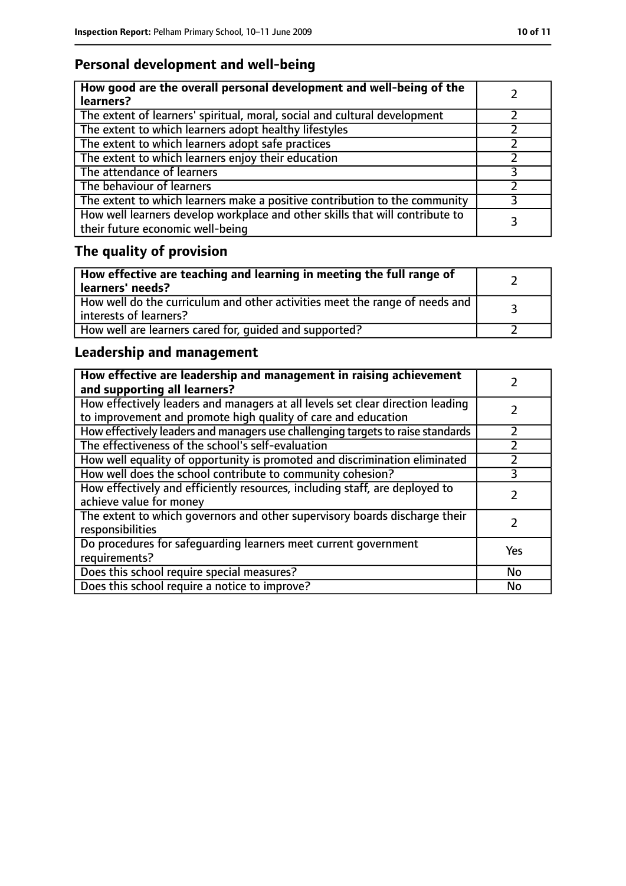## Personal development and well-being

| **How good are the overall personal development and well-being of the learners?** | 2 |
|---|---|
| The extent of learners' spiritual, moral, social and cultural development | 2 |
| The extent to which learners adopt healthy lifestyles | 2 |
| The extent to which learners adopt safe practices | 2 |
| The extent to which learners enjoy their education | 2 |
| The attendance of learners | 3 |
| The behaviour of learners | 2 |
| The extent to which learners make a positive contribution to the community | 3 |
| How well learners develop workplace and other skills that will contribute to their future economic well-being | 3 |

## The quality of provision

| **How effective are teaching and learning in meeting the full range of learners' needs?** | 2 |
|---|---|
| How well do the curriculum and other activities meet the range of needs and interests of learners? | 3 |
| How well are learners cared for, guided and supported? | 2 |

## Leadership and management

| **How effective are leadership and management in raising achievement and supporting all learners?** | 2 |
|---|---|
| How effectively leaders and managers at all levels set clear direction leading to improvement and promote high quality of care and education | 2 |
| How effectively leaders and managers use challenging targets to raise standards | 2 |
| The effectiveness of the school's self-evaluation | 2 |
| How well equality of opportunity is promoted and discrimination eliminated | 2 |
| How well does the school contribute to community cohesion? | 3 |
| How effectively and efficiently resources, including staff, are deployed to achieve value for money | 2 |
| The extent to which governors and other supervisory boards discharge their responsibilities | 2 |
| Do procedures for safeguarding learners meet current government requirements? | Yes |
| Does this school require special measures? | No |
| Does this school require a notice to improve? | No |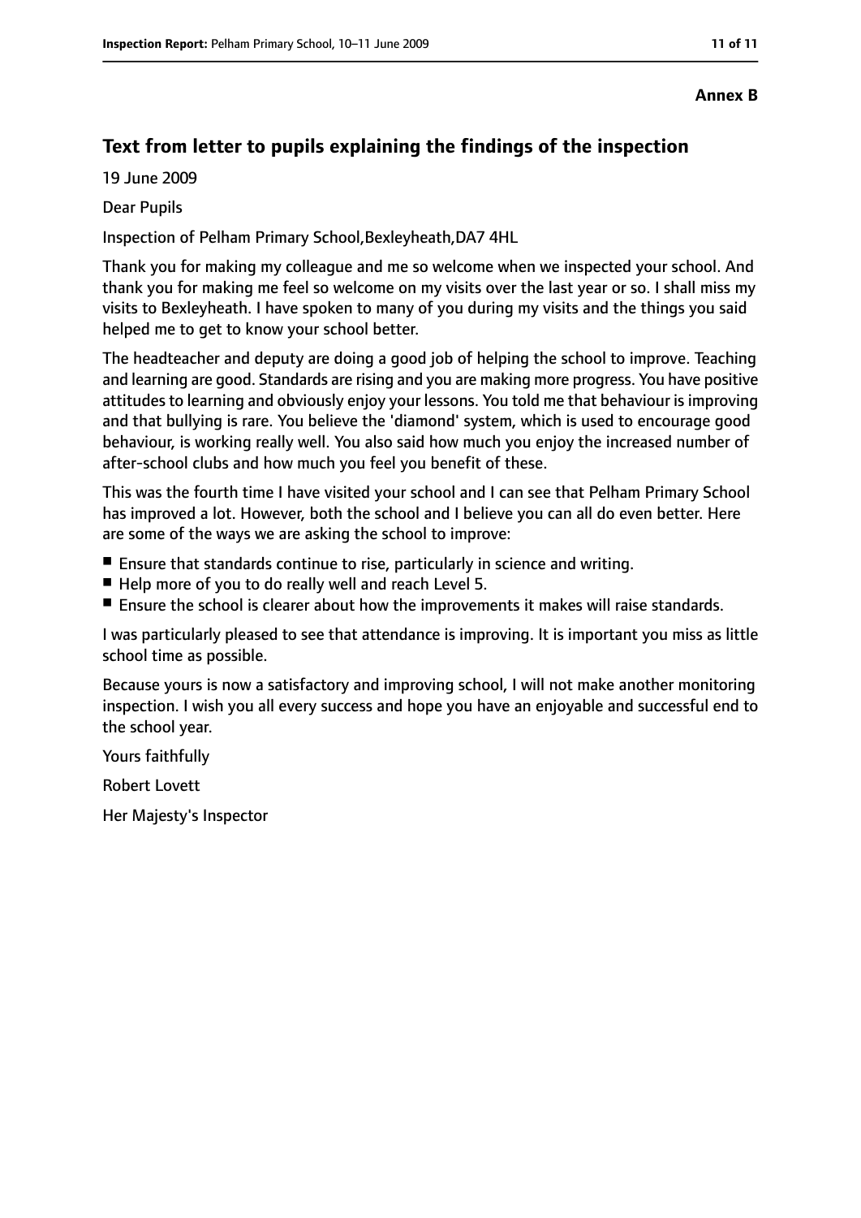**Annex B**

## Text from letter to pupils explaining the findings of the inspection

19 June 2009

Dear Pupils

Inspection of Pelham Primary School,Bexleyheath,DA7 4HL

Thank you for making my colleague and me so welcome when we inspected your school. And thank you for making me feel so welcome on my visits over the last year or so. I shall miss my visits to Bexleyheath. I have spoken to many of you during my visits and the things you said helped me to get to know your school better.

The headteacher and deputy are doing a good job of helping the school to improve. Teaching and learning are good. Standards are rising and you are making more progress. You have positive attitudes to learning and obviously enjoy your lessons. You told me that behaviour is improving and that bullying is rare. You believe the 'diamond' system, which is used to encourage good behaviour, is working really well. You also said how much you enjoy the increased number of after-school clubs and how much you feel you benefit of these.

This was the fourth time I have visited your school and I can see that Pelham Primary School has improved a lot. However, both the school and I believe you can all do even better. Here are some of the ways we are asking the school to improve:

- Ensure that standards continue to rise, particularly in science and writing.
- Help more of you to do really well and reach Level 5.
- Ensure the school is clearer about how the improvements it makes will raise standards.

I was particularly pleased to see that attendance is improving. It is important you miss as little school time as possible.

Because yours is now a satisfactory and improving school, I will not make another monitoring inspection. I wish you all every success and hope you have an enjoyable and successful end to the school year.

Yours faithfully

Robert Lovett

Her Majesty's Inspector